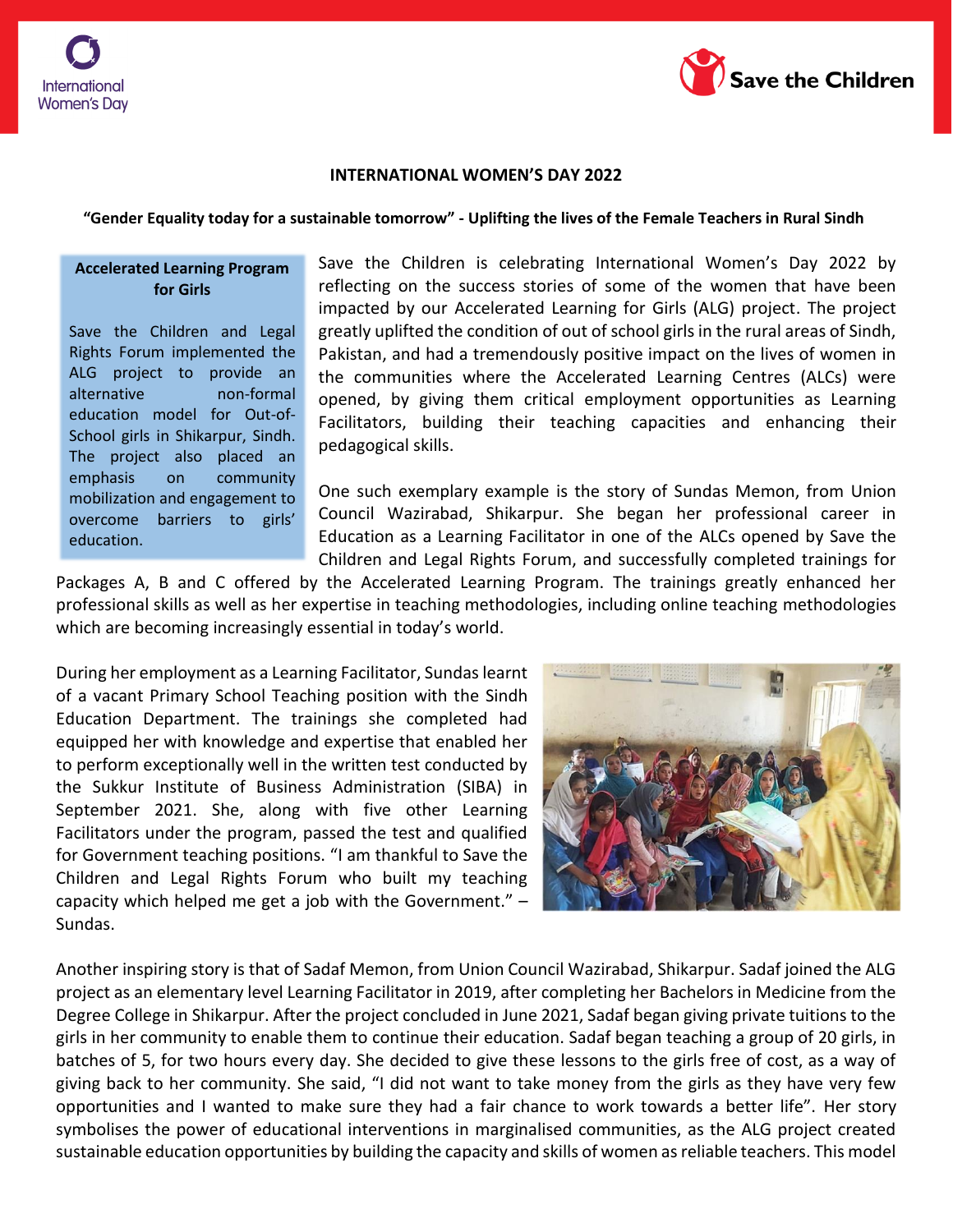# INTERNATIONAL WOMEN'S DAY 2022

**"Gender Equality today for a sustainable tomorrow" - Uplifting the lives of the Female Teachers in Rural Sindh**

> **Accelerated Learning Program for Girls**
>
> Save the Children and Legal Rights Forum implemented the ALG project to provide an alternative non-formal education model for Out-of-School girls in Shikarpur, Sindh. The project also placed an emphasis on community mobilization and engagement to overcome barriers to girls' education.

Save the Children is celebrating International Women's Day 2022 by reflecting on the success stories of some of the women that have been impacted by our Accelerated Learning for Girls (ALG) project. The project greatly uplifted the condition of out of school girls in the rural areas of Sindh, Pakistan, and had a tremendously positive impact on the lives of women in the communities where the Accelerated Learning Centres (ALCs) were opened, by giving them critical employment opportunities as Learning Facilitators, building their teaching capacities and enhancing their pedagogical skills.

One such exemplary example is the story of Sundas Memon, from Union Council Wazirabad, Shikarpur. She began her professional career in Education as a Learning Facilitator in one of the ALCs opened by Save the Children and Legal Rights Forum, and successfully completed trainings for Packages A, B and C offered by the Accelerated Learning Program. The trainings greatly enhanced her professional skills as well as her expertise in teaching methodologies, including online teaching methodologies which are becoming increasingly essential in today's world.

During her employment as a Learning Facilitator, Sundas learnt of a vacant Primary School Teaching position with the Sindh Education Department. The trainings she completed had equipped her with knowledge and expertise that enabled her to perform exceptionally well in the written test conducted by the Sukkur Institute of Business Administration (SIBA) in September 2021. She, along with five other Learning Facilitators under the program, passed the test and qualified for Government teaching positions. "I am thankful to Save the Children and Legal Rights Forum who built my teaching capacity which helped me get a job with the Government." – Sundas.

Another inspiring story is that of Sadaf Memon, from Union Council Wazirabad, Shikarpur. Sadaf joined the ALG project as an elementary level Learning Facilitator in 2019, after completing her Bachelors in Medicine from the Degree College in Shikarpur. After the project concluded in June 2021, Sadaf began giving private tuitions to the girls in her community to enable them to continue their education. Sadaf began teaching a group of 20 girls, in batches of 5, for two hours every day. She decided to give these lessons to the girls free of cost, as a way of giving back to her community. She said, "I did not want to take money from the girls as they have very few opportunities and I wanted to make sure they had a fair chance to work towards a better life". Her story symbolises the power of educational interventions in marginalised communities, as the ALG project created sustainable education opportunities by building the capacity and skills of women as reliable teachers. This model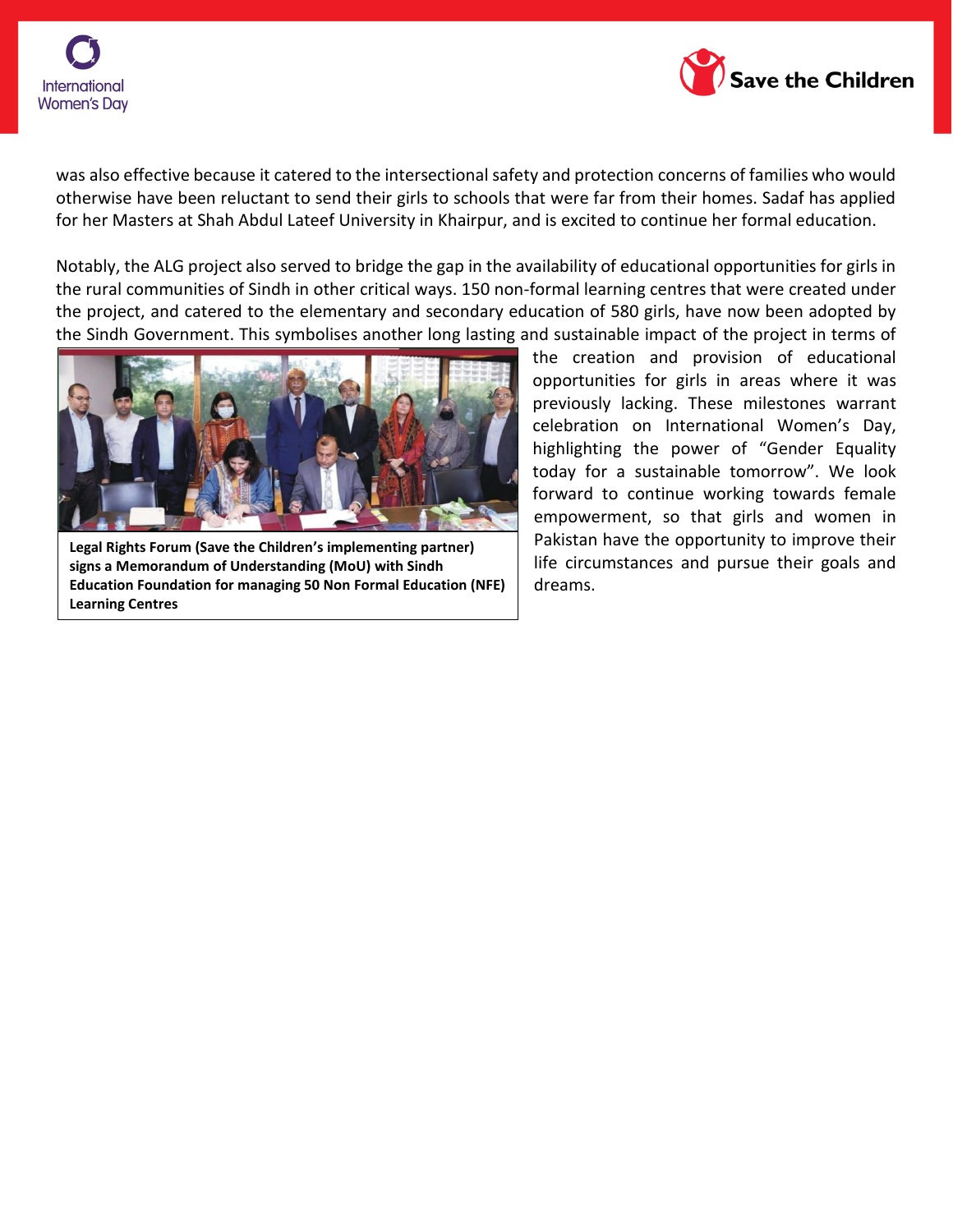was also effective because it catered to the intersectional safety and protection concerns of families who would otherwise have been reluctant to send their girls to schools that were far from their homes. Sadaf has applied for her Masters at Shah Abdul Lateef University in Khairpur, and is excited to continue her formal education.

Notably, the ALG project also served to bridge the gap in the availability of educational opportunities for girls in the rural communities of Sindh in other critical ways. 150 non-formal learning centres that were created under the project, and catered to the elementary and secondary education of 580 girls, have now been adopted by the Sindh Government. This symbolises another long lasting and sustainable impact of the project in terms of the creation and provision of educational opportunities for girls in areas where it was previously lacking. These milestones warrant celebration on International Women's Day, highlighting the power of "Gender Equality today for a sustainable tomorrow". We look forward to continue working towards female empowerment, so that girls and women in Pakistan have the opportunity to improve their life circumstances and pursue their goals and dreams.

**Legal Rights Forum (Save the Children's implementing partner) signs a Memorandum of Understanding (MoU) with Sindh Education Foundation for managing 50 Non Formal Education (NFE) Learning Centres**